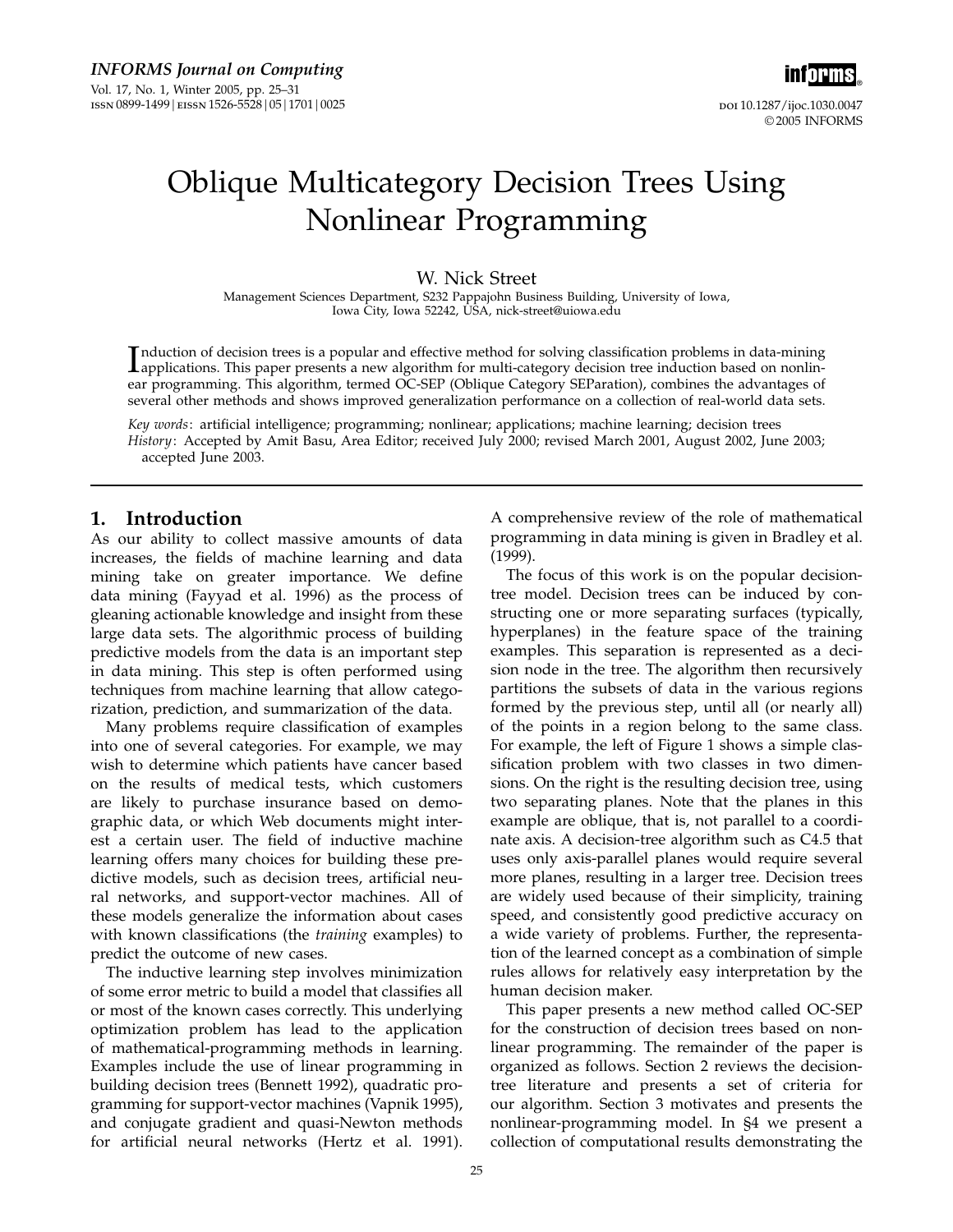# Oblique Multicategory Decision Trees Using Nonlinear Programming

W. Nick Street

Management Sciences Department, S232 Pappajohn Business Building, University of Iowa, Iowa City, Iowa 52242, USA, nick-street@uiowa.edu

Induction of decision trees is a popular and effective method for solving classification problems in data-mining applications. This paper presents a new algorithm for multi-category decision tree induction based on nonlinear programming. This algorithm, termed OC-SEP (Oblique Category SEParation), combines the advantages of several other methods and shows improved generalization performance on a collection of real-world data sets.

*Key words*: artificial intelligence; programming; nonlinear; applications; machine learning; decision trees

*History*: Accepted by Amit Basu, Area Editor; received July 2000; revised March 2001, August 2002, June 2003; accepted June 2003.

## 1. Introduction

As our ability to collect massive amounts of data increases, the fields of machine learning and data mining take on greater importance. We define data mining (Fayyad et al. 1996) as the process of gleaning actionable knowledge and insight from these large data sets. The algorithmic process of building predictive models from the data is an important step in data mining. This step is often performed using techniques from machine learning that allow categorization, prediction, and summarization of the data.

Many problems require classification of examples into one of several categories. For example, we may wish to determine which patients have cancer based on the results of medical tests, which customers are likely to purchase insurance based on demographic data, or which Web documents might interest a certain user. The field of inductive machine learning offers many choices for building these predictive models, such as decision trees, artificial neural networks, and support-vector machines. All of these models generalize the information about cases with known classifications (the *training* examples) to predict the outcome of new cases.

The inductive learning step involves minimization of some error metric to build a model that classifies all or most of the known cases correctly. This underlying optimization problem has lead to the application of mathematical-programming methods in learning. Examples include the use of linear programming in building decision trees (Bennett 1992), quadratic programming for support-vector machines (Vapnik 1995), and conjugate gradient and quasi-Newton methods for artificial neural networks (Hertz et al. 1991). A comprehensive review of the role of mathematical programming in data mining is given in Bradley et al. (1999).

The focus of this work is on the popular decision-tree model. Decision trees can be induced by constructing one or more separating surfaces (typically, hyperplanes) in the feature space of the training examples. This separation is represented as a decision node in the tree. The algorithm then recursively partitions the subsets of data in the various regions formed by the previous step, until all (or nearly all) of the points in a region belong to the same class. For example, the left of Figure 1 shows a simple classification problem with two classes in two dimensions. On the right is the resulting decision tree, using two separating planes. Note that the planes in this example are oblique, that is, not parallel to a coordinate axis. A decision-tree algorithm such as C4.5 that uses only axis-parallel planes would require several more planes, resulting in a larger tree. Decision trees are widely used because of their simplicity, training speed, and consistently good predictive accuracy on a wide variety of problems. Further, the representation of the learned concept as a combination of simple rules allows for relatively easy interpretation by the human decision maker.

This paper presents a new method called OC-SEP for the construction of decision trees based on nonlinear programming. The remainder of the paper is organized as follows. Section 2 reviews the decision-tree literature and presents a set of criteria for our algorithm. Section 3 motivates and presents the nonlinear-programming model. In §4 we present a collection of computational results demonstrating the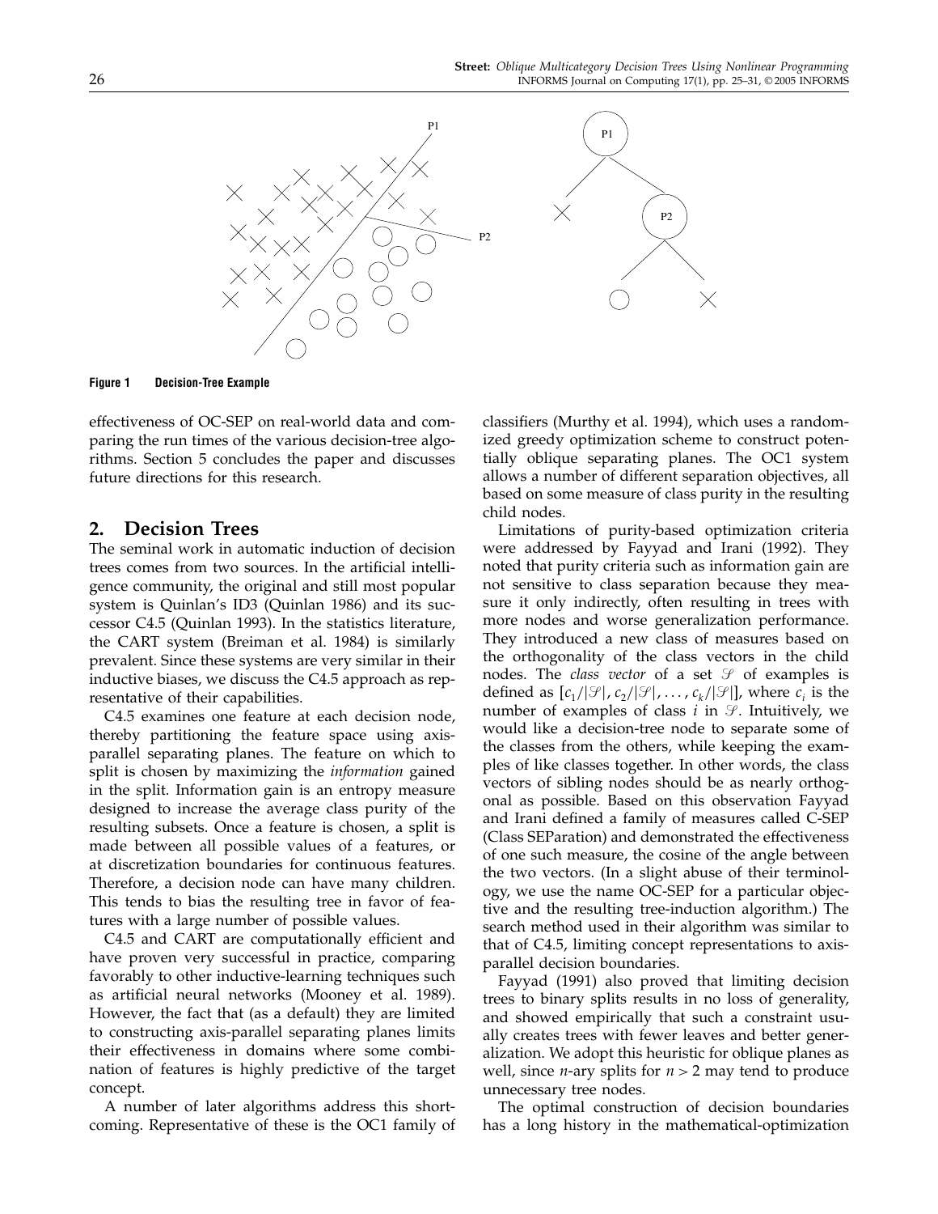Figure 1 Decision-Tree Example

effectiveness of OC-SEP on real-world data and comparing the run times of the various decision-tree algorithms. Section 5 concludes the paper and discusses future directions for this research.

## 2. Decision Trees

The seminal work in automatic induction of decision trees comes from two sources. In the artificial intelligence community, the original and still most popular system is Quinlan's ID3 (Quinlan 1986) and its successor C4.5 (Quinlan 1993). In the statistics literature, the CART system (Breiman et al. 1984) is similarly prevalent. Since these systems are very similar in their inductive biases, we discuss the C4.5 approach as representative of their capabilities.

C4.5 examines one feature at each decision node, thereby partitioning the feature space using axis-parallel separating planes. The feature on which to split is chosen by maximizing the *information* gained in the split. Information gain is an entropy measure designed to increase the average class purity of the resulting subsets. Once a feature is chosen, a split is made between all possible values of a features, or at discretization boundaries for continuous features. Therefore, a decision node can have many children. This tends to bias the resulting tree in favor of features with a large number of possible values.

C4.5 and CART are computationally efficient and have proven very successful in practice, comparing favorably to other inductive-learning techniques such as artificial neural networks (Mooney et al. 1989). However, the fact that (as a default) they are limited to constructing axis-parallel separating planes limits their effectiveness in domains where some combination of features is highly predictive of the target concept.

A number of later algorithms address this shortcoming. Representative of these is the OC1 family of classifiers (Murthy et al. 1994), which uses a randomized greedy optimization scheme to construct potentially oblique separating planes. The OC1 system allows a number of different separation objectives, all based on some measure of class purity in the resulting child nodes.

Limitations of purity-based optimization criteria were addressed by Fayyad and Irani (1992). They noted that purity criteria such as information gain are not sensitive to class separation because they measure it only indirectly, often resulting in trees with more nodes and worse generalization performance. They introduced a new class of measures based on the orthogonality of the class vectors in the child nodes. The *class vector* of a set $\mathcal{S}$ of examples is defined as $[c_1/|\mathcal{S}|, c_2/|\mathcal{S}|, \ldots, c_k/|\mathcal{S}|]$, where $c_i$ is the number of examples of class $i$ in $\mathcal{S}$. Intuitively, we would like a decision-tree node to separate some of the classes from the others, while keeping the examples of like classes together. In other words, the class vectors of sibling nodes should be as nearly orthogonal as possible. Based on this observation Fayyad and Irani defined a family of measures called C-SEP (Class SEParation) and demonstrated the effectiveness of one such measure, the cosine of the angle between the two vectors. (In a slight abuse of their terminology, we use the name OC-SEP for a particular objective and the resulting tree-induction algorithm.) The search method used in their algorithm was similar to that of C4.5, limiting concept representations to axis-parallel decision boundaries.

Fayyad (1991) also proved that limiting decision trees to binary splits results in no loss of generality, and showed empirically that such a constraint usually creates trees with fewer leaves and better generalization. We adopt this heuristic for oblique planes as well, since $n$-ary splits for $n > 2$ may tend to produce unnecessary tree nodes.

The optimal construction of decision boundaries has a long history in the mathematical-optimization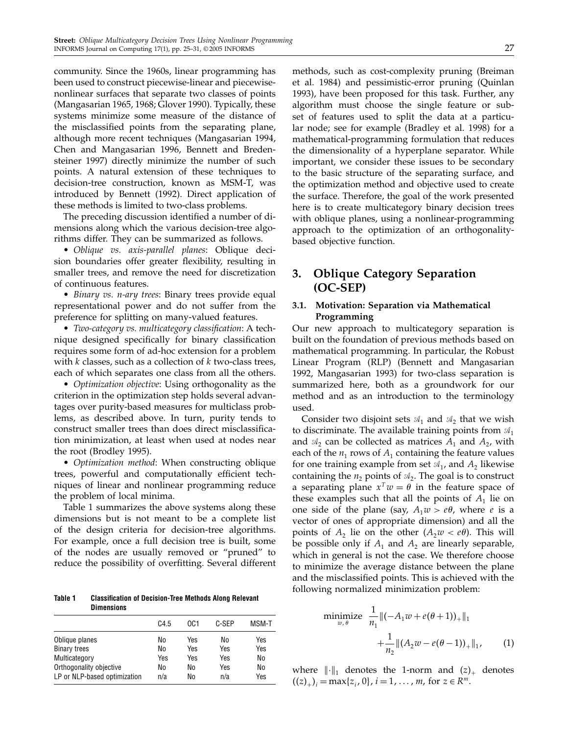community. Since the 1960s, linear programming has been used to construct piecewise-linear and piecewise-nonlinear surfaces that separate two classes of points (Mangasarian 1965, 1968; Glover 1990). Typically, these systems minimize some measure of the distance of the misclassified points from the separating plane, although more recent techniques (Mangasarian 1994, Chen and Mangasarian 1996, Bennett and Bredensteiner 1997) directly minimize the number of such points. A natural extension of these techniques to decision-tree construction, known as MSM-T, was introduced by Bennett (1992). Direct application of these methods is limited to two-class problems.

The preceding discussion identified a number of dimensions along which the various decision-tree algorithms differ. They can be summarized as follows.

- *Oblique vs. axis-parallel planes*: Oblique decision boundaries offer greater flexibility, resulting in smaller trees, and remove the need for discretization of continuous features.
- *Binary vs. n-ary trees*: Binary trees provide equal representational power and do not suffer from the preference for splitting on many-valued features.
- *Two-category vs. multicategory classification*: A technique designed specifically for binary classification requires some form of ad-hoc extension for a problem with $k$ classes, such as a collection of $k$ two-class trees, each of which separates one class from all the others.
- *Optimization objective*: Using orthogonality as the criterion in the optimization step holds several advantages over purity-based measures for multiclass problems, as described above. In turn, purity tends to construct smaller trees than does direct misclassification minimization, at least when used at nodes near the root (Brodley 1995).
- *Optimization method*: When constructing oblique trees, powerful and computationally efficient techniques of linear and nonlinear programming reduce the problem of local minima.

Table 1 summarizes the above systems along these dimensions but is not meant to be a complete list of the design criteria for decision-tree algorithms. For example, once a full decision tree is built, some of the nodes are usually removed or "pruned" to reduce the possibility of overfitting. Several different methods, such as cost-complexity pruning (Breiman et al. 1984) and pessimistic-error pruning (Quinlan 1993), have been proposed for this task. Further, any algorithm must choose the single feature or subset of features used to split the data at a particular node; see for example (Bradley et al. 1998) for a mathematical-programming formulation that reduces the dimensionality of a hyperplane separator. While important, we consider these issues to be secondary to the basic structure of the separating surface, and the optimization method and objective used to create the surface. Therefore, the goal of the work presented here is to create multicategory binary decision trees with oblique planes, using a nonlinear-programming approach to the optimization of an orthogonality-based objective function.

**Table 1 Classification of Decision-Tree Methods Along Relevant Dimensions**

| | C4.5 | OC1 | C-SEP | MSM-T |
|---|---|---|---|---|
| Oblique planes | No | Yes | No | Yes |
| Binary trees | No | Yes | Yes | Yes |
| Multicategory | Yes | Yes | Yes | No |
| Orthogonality objective | No | No | Yes | No |
| LP or NLP-based optimization | n/a | No | n/a | Yes |

## 3. Oblique Category Separation (OC-SEP)

### 3.1. Motivation: Separation via Mathematical Programming

Our new approach to multicategory separation is built on the foundation of previous methods based on mathematical programming. In particular, the Robust Linear Program (RLP) (Bennett and Mangasarian 1992, Mangasarian 1993) for two-class separation is summarized here, both as a groundwork for our method and as an introduction to the terminology used.

Consider two disjoint sets $\mathcal{A}_1$ and $\mathcal{A}_2$ that we wish to discriminate. The available training points from $\mathcal{A}_1$ and $\mathcal{A}_2$ can be collected as matrices $A_1$ and $A_2$, with each of the $n_1$ rows of $A_1$ containing the feature values for one training example from set $\mathcal{A}_1$, and $A_2$ likewise containing the $n_2$ points of $\mathcal{A}_2$. The goal is to construct a separating plane $x^T w = \theta$ in the feature space of these examples such that all the points of $A_1$ lie on one side of the plane (say, $A_1 w > e\theta$, where $e$ is a vector of ones of appropriate dimension) and all the points of $A_2$ lie on the other ($A_2 w < e\theta$). This will be possible only if $A_1$ and $A_2$ are linearly separable, which in general is not the case. We therefore choose to minimize the average distance between the plane and the misclassified points. This is achieved with the following normalized minimization problem:

$$\underset{w,\theta}{\text{minimize}} \;\; \frac{1}{n_1}\|(-A_1 w + e(\theta+1))_+\|_1 + \frac{1}{n_2}\|(A_2 w - e(\theta-1))_+\|_1, \qquad (1)$$

where $\|\cdot\|_1$ denotes the 1-norm and $(z)_+$ denotes $((z)_+)_i = \max\{z_i, 0\}$, $i = 1, \ldots, m$, for $z \in R^m$.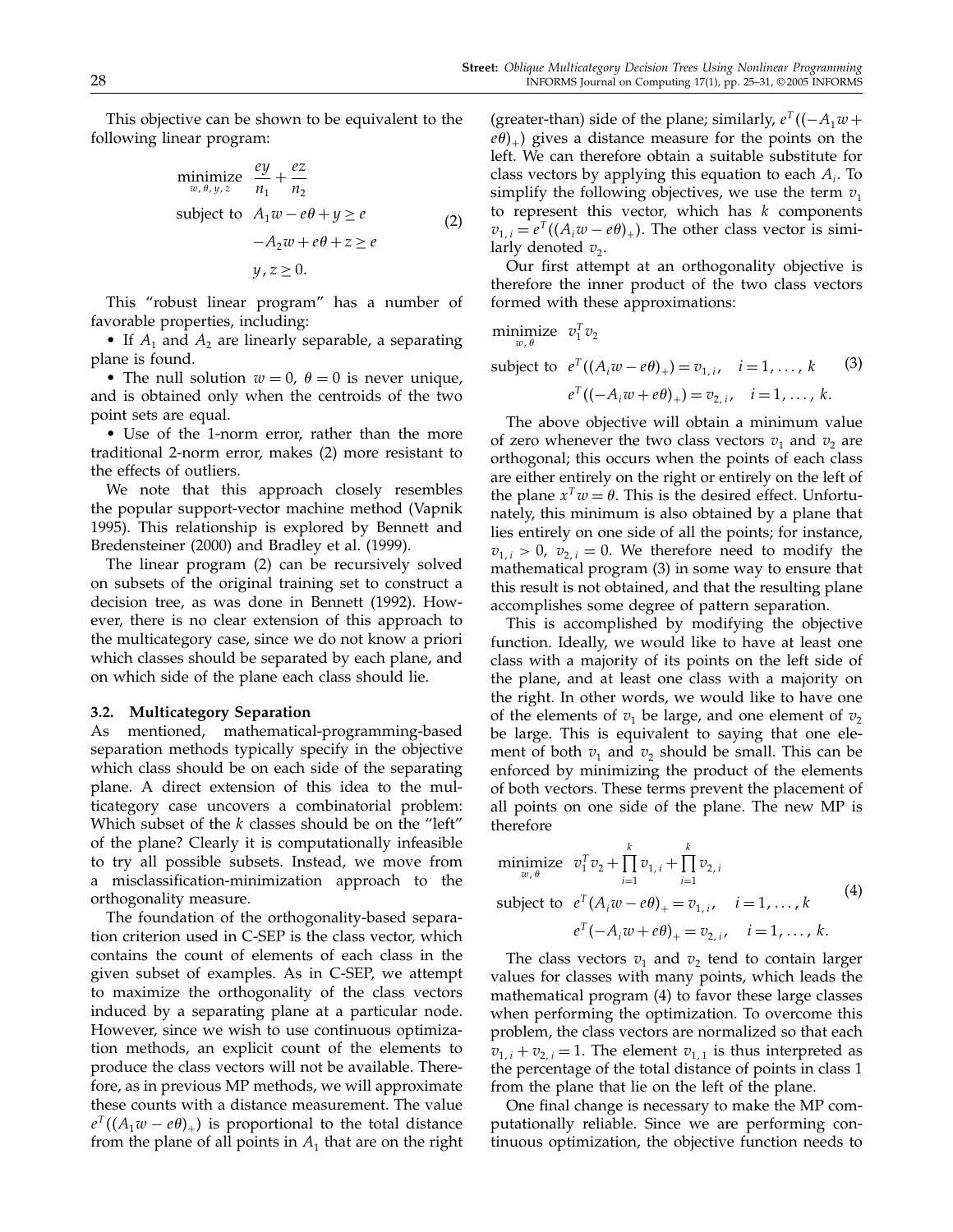This objective can be shown to be equivalent to the following linear program:

$$
\begin{aligned}
\underset{w,\theta,y,z}{\text{minimize}} \quad & \frac{ey}{n_1} + \frac{ez}{n_2} \\
\text{subject to} \quad & A_1 w - e\theta + y \geq e \\
& -A_2 w + e\theta + z \geq e \\
& y, z \geq 0.
\end{aligned} \tag{2}
$$

This "robust linear program" has a number of favorable properties, including:

- If $A_1$ and $A_2$ are linearly separable, a separating plane is found.
- The null solution $w = 0$, $\theta = 0$ is never unique, and is obtained only when the centroids of the two point sets are equal.
- Use of the 1-norm error, rather than the more traditional 2-norm error, makes (2) more resistant to the effects of outliers.

We note that this approach closely resembles the popular support-vector machine method (Vapnik 1995). This relationship is explored by Bennett and Bredensteiner (2000) and Bradley et al. (1999).

The linear program (2) can be recursively solved on subsets of the original training set to construct a decision tree, as was done in Bennett (1992). However, there is no clear extension of this approach to the multicategory case, since we do not know a priori which classes should be separated by each plane, and on which side of the plane each class should lie.

### 3.2. Multicategory Separation

As mentioned, mathematical-programming-based separation methods typically specify in the objective which class should be on each side of the separating plane. A direct extension of this idea to the multicategory case uncovers a combinatorial problem: Which subset of the $k$ classes should be on the "left" of the plane? Clearly it is computationally infeasible to try all possible subsets. Instead, we move from a misclassification-minimization approach to the orthogonality measure.

The foundation of the orthogonality-based separation criterion used in C-SEP is the class vector, which contains the count of elements of each class in the given subset of examples. As in C-SEP, we attempt to maximize the orthogonality of the class vectors induced by a separating plane at a particular node. However, since we wish to use continuous optimization methods, an explicit count of the elements to produce the class vectors will not be available. Therefore, as in previous MP methods, we will approximate these counts with a distance measurement. The value $e^T((A_1 w - e\theta)_+)$ is proportional to the total distance from the plane of all points in $A_1$ that are on the right (greater-than) side of the plane; similarly, $e^T((-A_1 w + e\theta)_+)$ gives a distance measure for the points on the left. We can therefore obtain a suitable substitute for class vectors by applying this equation to each $A_i$. To simplify the following objectives, we use the term $v_1$ to represent this vector, which has $k$ components $v_{1,i} = e^T((A_i w - e\theta)_+)$. The other class vector is similarly denoted $v_2$.

Our first attempt at an orthogonality objective is therefore the inner product of the two class vectors formed with these approximations:

$$
\begin{aligned}
\underset{w,\theta}{\text{minimize}} \quad & v_1^T v_2 \\
\text{subject to} \quad & e^T((A_i w - e\theta)_+) = v_{1,i}, \quad i = 1, \ldots, k \\
& e^T((-A_i w + e\theta)_+) = v_{2,i}, \quad i = 1, \ldots, k.
\end{aligned} \tag{3}
$$

The above objective will obtain a minimum value of zero whenever the two class vectors $v_1$ and $v_2$ are orthogonal; this occurs when the points of each class are either entirely on the right or entirely on the left of the plane $x^T w = \theta$. This is the desired effect. Unfortunately, this minimum is also obtained by a plane that lies entirely on one side of all the points; for instance, $v_{1,i} > 0$, $v_{2,i} = 0$. We therefore need to modify the mathematical program (3) in some way to ensure that this result is not obtained, and that the resulting plane accomplishes some degree of pattern separation.

This is accomplished by modifying the objective function. Ideally, we would like to have at least one class with a majority of its points on the left side of the plane, and at least one class with a majority on the right. In other words, we would like to have one of the elements of $v_1$ be large, and one element of $v_2$ be large. This is equivalent to saying that one element of both $v_1$ and $v_2$ should be small. This can be enforced by minimizing the product of the elements of both vectors. These terms prevent the placement of all points on one side of the plane. The new MP is therefore

$$
\begin{aligned}
\underset{w,\theta}{\text{minimize}} \quad & v_1^T v_2 + \prod_{i=1}^{k} v_{1,i} + \prod_{i=1}^{k} v_{2,i} \\
\text{subject to} \quad & e^T(A_i w - e\theta)_+ = v_{1,i}, \quad i = 1, \ldots, k \\
& e^T(-A_i w + e\theta)_+ = v_{2,i}, \quad i = 1, \ldots, k.
\end{aligned} \tag{4}
$$

The class vectors $v_1$ and $v_2$ tend to contain larger values for classes with many points, which leads the mathematical program (4) to favor these large classes when performing the optimization. To overcome this problem, the class vectors are normalized so that each $v_{1,i} + v_{2,i} = 1$. The element $v_{1,1}$ is thus interpreted as the percentage of the total distance of points in class 1 from the plane that lie on the left of the plane.

One final change is necessary to make the MP computationally reliable. Since we are performing continuous optimization, the objective function needs to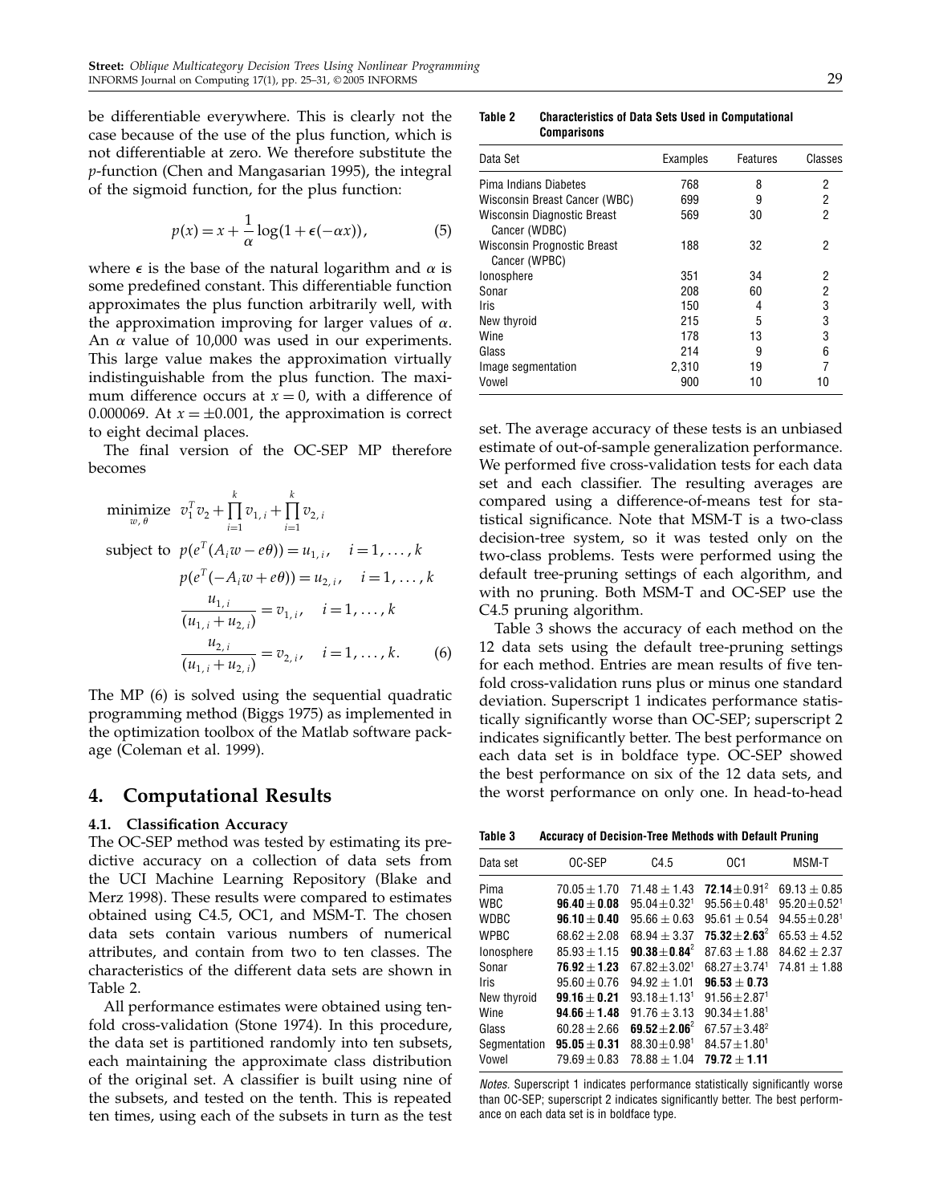be differentiable everywhere. This is clearly not the case because of the use of the plus function, which is not differentiable at zero. We therefore substitute the $p$-function (Chen and Mangasarian 1995), the integral of the sigmoid function, for the plus function:

$$p(x) = x + \frac{1}{\alpha}\log(1 + \epsilon(-\alpha x)), \tag{5}$$

where $\epsilon$ is the base of the natural logarithm and $\alpha$ is some predefined constant. This differentiable function approximates the plus function arbitrarily well, with the approximation improving for larger values of $\alpha$. An $\alpha$ value of 10,000 was used in our experiments. This large value makes the approximation virtually indistinguishable from the plus function. The maximum difference occurs at $x = 0$, with a difference of 0.000069. At $x = \pm 0.001$, the approximation is correct to eight decimal places.

The final version of the OC-SEP MP therefore becomes

$$\begin{aligned}
\underset{w,\,\theta}{\text{minimize}}\quad & v_1^T v_2 + \prod_{i=1}^{k} v_{1,i} + \prod_{i=1}^{k} v_{2,i} \\
\text{subject to}\quad & p(e^T(A_i w - e\theta)) = u_{1,i}, \quad i = 1, \ldots, k \\
& p(e^T(-A_i w + e\theta)) = u_{2,i}, \quad i = 1, \ldots, k \\
& \frac{u_{1,i}}{(u_{1,i} + u_{2,i})} = v_{1,i}, \quad i = 1, \ldots, k \\
& \frac{u_{2,i}}{(u_{1,i} + u_{2,i})} = v_{2,i}, \quad i = 1, \ldots, k.
\end{aligned} \tag{6}$$

The MP (6) is solved using the sequential quadratic programming method (Biggs 1975) as implemented in the optimization toolbox of the Matlab software package (Coleman et al. 1999).

## 4. Computational Results

### 4.1. Classification Accuracy

The OC-SEP method was tested by estimating its predictive accuracy on a collection of data sets from the UCI Machine Learning Repository (Blake and Merz 1998). These results were compared to estimates obtained using C4.5, OC1, and MSM-T. The chosen data sets contain various numbers of numerical attributes, and contain from two to ten classes. The characteristics of the different data sets are shown in Table 2.

**Table 2** Characteristics of Data Sets Used in Computational Comparisons

| Data Set | Examples | Features | Classes |
|---|---|---|---|
| Pima Indians Diabetes | 768 | 8 | 2 |
| Wisconsin Breast Cancer (WBC) | 699 | 9 | 2 |
| Wisconsin Diagnostic Breast Cancer (WDBC) | 569 | 30 | 2 |
| Wisconsin Prognostic Breast Cancer (WPBC) | 188 | 32 | 2 |
| Ionosphere | 351 | 34 | 2 |
| Sonar | 208 | 60 | 2 |
| Iris | 150 | 4 | 3 |
| New thyroid | 215 | 5 | 3 |
| Wine | 178 | 13 | 3 |
| Glass | 214 | 9 | 6 |
| Image segmentation | 2,310 | 19 | 7 |
| Vowel | 900 | 10 | 10 |

All performance estimates were obtained using ten-fold cross-validation (Stone 1974). In this procedure, the data set is partitioned randomly into ten subsets, each maintaining the approximate class distribution of the original set. A classifier is built using nine of the subsets, and tested on the tenth. This is repeated ten times, using each of the subsets in turn as the test set. The average accuracy of these tests is an unbiased estimate of out-of-sample generalization performance. We performed five cross-validation tests for each data set and each classifier. The resulting averages are compared using a difference-of-means test for statistical significance. Note that MSM-T is a two-class decision-tree system, so it was tested only on the two-class problems. Tests were performed using the default tree-pruning settings of each algorithm, and with no pruning. Both MSM-T and OC-SEP use the C4.5 pruning algorithm.

Table 3 shows the accuracy of each method on the 12 data sets using the default tree-pruning settings for each method. Entries are mean results of five ten-fold cross-validation runs plus or minus one standard deviation. Superscript 1 indicates performance statistically significantly worse than OC-SEP; superscript 2 indicates significantly better. The best performance on each data set is in boldface type. OC-SEP showed the best performance on six of the 12 data sets, and the worst performance on only one. In head-to-head

**Table 3** Accuracy of Decision-Tree Methods with Default Pruning

| Data set | OC-SEP | C4.5 | OC1 | MSM-T |
|---|---|---|---|---|
| Pima | $70.05 \pm 1.70$ | $71.48 \pm 1.43$ | $\mathbf{72.14 \pm 0.91}^2$ | $69.13 \pm 0.85$ |
| WBC | $\mathbf{96.40 \pm 0.08}$ | $95.04 \pm 0.32^1$ | $95.56 \pm 0.48^1$ | $95.20 \pm 0.52^1$ |
| WDBC | $\mathbf{96.10 \pm 0.40}$ | $95.66 \pm 0.63$ | $95.61 \pm 0.54$ | $94.55 \pm 0.28^1$ |
| WPBC | $68.62 \pm 2.08$ | $68.94 \pm 3.37$ | $\mathbf{75.32 \pm 2.63}^2$ | $65.53 \pm 4.52$ |
| Ionosphere | $85.93 \pm 1.15$ | $\mathbf{90.38 \pm 0.84}^2$ | $87.63 \pm 1.88$ | $84.62 \pm 2.37$ |
| Sonar | $\mathbf{76.92 \pm 1.23}$ | $67.82 \pm 3.02^1$ | $68.27 \pm 3.74^1$ | $74.81 \pm 1.88$ |
| Iris | $95.60 \pm 0.76$ | $94.92 \pm 1.01$ | $\mathbf{96.53 \pm 0.73}$ | |
| New thyroid | $\mathbf{99.16 \pm 0.21}$ | $93.18 \pm 1.13^1$ | $91.56 \pm 2.87^1$ | |
| Wine | $\mathbf{94.66 \pm 1.48}$ | $91.76 \pm 3.13$ | $90.34 \pm 1.88^1$ | |
| Glass | $60.28 \pm 2.66$ | $\mathbf{69.52 \pm 2.06}^2$ | $67.57 \pm 3.48^2$ | |
| Segmentation | $\mathbf{95.05 \pm 0.31}$ | $88.30 \pm 0.98^1$ | $84.57 \pm 1.80^1$ | |
| Vowel | $79.69 \pm 0.83$ | $78.88 \pm 1.04$ | $\mathbf{79.72 \pm 1.11}$ | |

*Notes.* Superscript 1 indicates performance statistically significantly worse than OC-SEP; superscript 2 indicates significantly better. The best performance on each data set is in boldface type.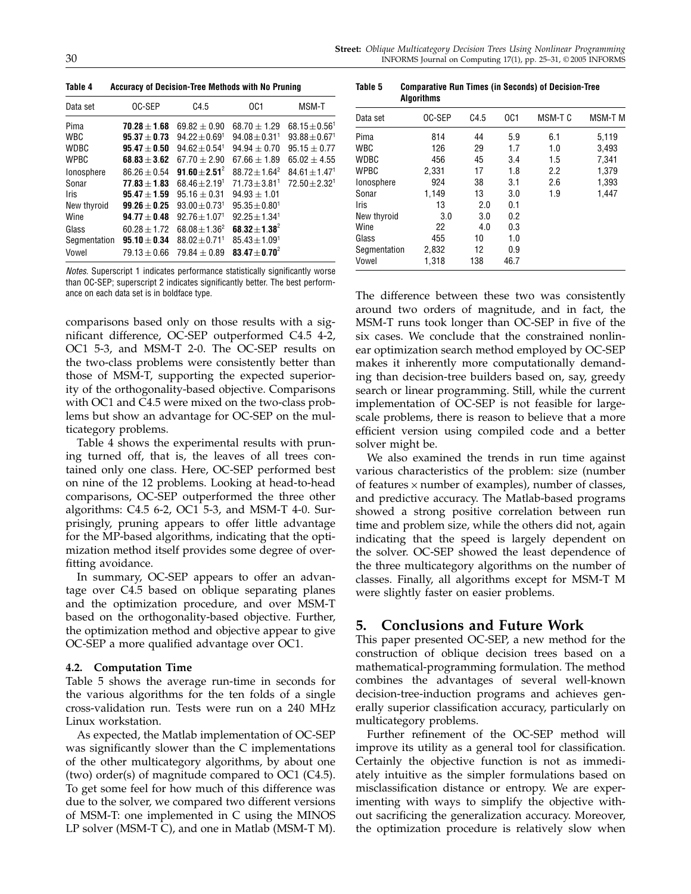**Table 4 Accuracy of Decision-Tree Methods with No Pruning**

| Data set | OC-SEP | C4.5 | OC1 | MSM-T |
|---|---|---|---|---|
| Pima | **70.28 ± 1.68** | 69.82 ± 0.90 | 68.70 ± 1.29 | 68.15 ± 0.56[1] |
| WBC | **95.37 ± 0.73** | 94.22 ± 0.69[1] | 94.08 ± 0.31[1] | 93.88 ± 0.67[1] |
| WDBC | **95.47 ± 0.50** | 94.62 ± 0.54[1] | 94.94 ± 0.70 | 95.15 ± 0.77 |
| WPBC | **68.83 ± 3.62** | 67.70 ± 2.90 | 67.66 ± 1.89 | 65.02 ± 4.55 |
| Ionosphere | 86.26 ± 0.54 | **91.60 ± 2.51**[2] | 88.72 ± 1.64[2] | 84.61 ± 1.47[1] |
| Sonar | **77.83 ± 1.83** | 68.46 ± 2.19[1] | 71.73 ± 3.81[1] | 72.50 ± 2.32[1] |
| Iris | **95.47 ± 1.59** | 95.16 ± 0.31 | 94.93 ± 1.01 | |
| New thyroid | **99.26 ± 0.25** | 93.00 ± 0.73[1] | 95.35 ± 0.80[1] | |
| Wine | **94.77 ± 0.48** | 92.76 ± 1.07[1] | 92.25 ± 1.34[1] | |
| Glass | 60.28 ± 1.72 | 68.08 ± 1.36[2] | **68.32 ± 1.38**[2] | |
| Segmentation | **95.10 ± 0.34** | 88.02 ± 0.71[1] | 85.43 ± 1.09[1] | |
| Vowel | 79.13 ± 0.66 | 79.84 ± 0.89 | **83.47 ± 0.70**[2] | |

*Notes.* Superscript 1 indicates performance statistically significantly worse than OC-SEP; superscript 2 indicates significantly better. The best performance on each data set is in boldface type.

comparisons based only on those results with a significant difference, OC-SEP outperformed C4.5 4-2, OC1 5-3, and MSM-T 2-0. The OC-SEP results on the two-class problems were consistently better than those of MSM-T, supporting the expected superiority of the orthogonality-based objective. Comparisons with OC1 and C4.5 were mixed on the two-class problems but show an advantage for OC-SEP on the multicategory problems.

Table 4 shows the experimental results with pruning turned off, that is, the leaves of all trees contained only one class. Here, OC-SEP performed best on nine of the 12 problems. Looking at head-to-head comparisons, OC-SEP outperformed the three other algorithms: C4.5 6-2, OC1 5-3, and MSM-T 4-0. Surprisingly, pruning appears to offer little advantage for the MP-based algorithms, indicating that the optimization method itself provides some degree of overfitting avoidance.

In summary, OC-SEP appears to offer an advantage over C4.5 based on oblique separating planes and the optimization procedure, and over MSM-T based on the orthogonality-based objective. Further, the optimization method and objective appear to give OC-SEP a more qualified advantage over OC1.

### 4.2. Computation Time

Table 5 shows the average run-time in seconds for the various algorithms for the ten folds of a single cross-validation run. Tests were run on a 240 MHz Linux workstation.

As expected, the Matlab implementation of OC-SEP was significantly slower than the C implementations of the other multicategory algorithms, by about one (two) order(s) of magnitude compared to OC1 (C4.5). To get some feel for how much of this difference was due to the solver, we compared two different versions of MSM-T: one implemented in C using the MINOS LP solver (MSM-T C), and one in Matlab (MSM-T M).

**Table 5 Comparative Run Times (in Seconds) of Decision-Tree Algorithms**

| Data set | OC-SEP | C4.5 | OC1 | MSM-T C | MSM-T M |
|---|---|---|---|---|---|
| Pima | 814 | 44 | 5.9 | 6.1 | 5,119 |
| WBC | 126 | 29 | 1.7 | 1.0 | 3,493 |
| WDBC | 456 | 45 | 3.4 | 1.5 | 7,341 |
| WPBC | 2,331 | 17 | 1.8 | 2.2 | 1,379 |
| Ionosphere | 924 | 38 | 3.1 | 2.6 | 1,393 |
| Sonar | 1,149 | 13 | 3.0 | 1.9 | 1,447 |
| Iris | 13 | 2.0 | 0.1 | | |
| New thyroid | 3.0 | 3.0 | 0.2 | | |
| Wine | 22 | 4.0 | 0.3 | | |
| Glass | 455 | 10 | 1.0 | | |
| Segmentation | 2,832 | 12 | 0.9 | | |
| Vowel | 1,318 | 138 | 46.7 | | |

The difference between these two was consistently around two orders of magnitude, and in fact, the MSM-T runs took longer than OC-SEP in five of the six cases. We conclude that the constrained nonlinear optimization search method employed by OC-SEP makes it inherently more computationally demanding than decision-tree builders based on, say, greedy search or linear programming. Still, while the current implementation of OC-SEP is not feasible for large-scale problems, there is reason to believe that a more efficient version using compiled code and a better solver might be.

We also examined the trends in run time against various characteristics of the problem: size (number of features × number of examples), number of classes, and predictive accuracy. The Matlab-based programs showed a strong positive correlation between run time and problem size, while the others did not, again indicating that the speed is largely dependent on the solver. OC-SEP showed the least dependence of the three multicategory algorithms on the number of classes. Finally, all algorithms except for MSM-T M were slightly faster on easier problems.

## 5. Conclusions and Future Work

This paper presented OC-SEP, a new method for the construction of oblique decision trees based on a mathematical-programming formulation. The method combines the advantages of several well-known decision-tree-induction programs and achieves generally superior classification accuracy, particularly on multicategory problems.

Further refinement of the OC-SEP method will improve its utility as a general tool for classification. Certainly the objective function is not as immediately intuitive as the simpler formulations based on misclassification distance or entropy. We are experimenting with ways to simplify the objective without sacrificing the generalization accuracy. Moreover, the optimization procedure is relatively slow when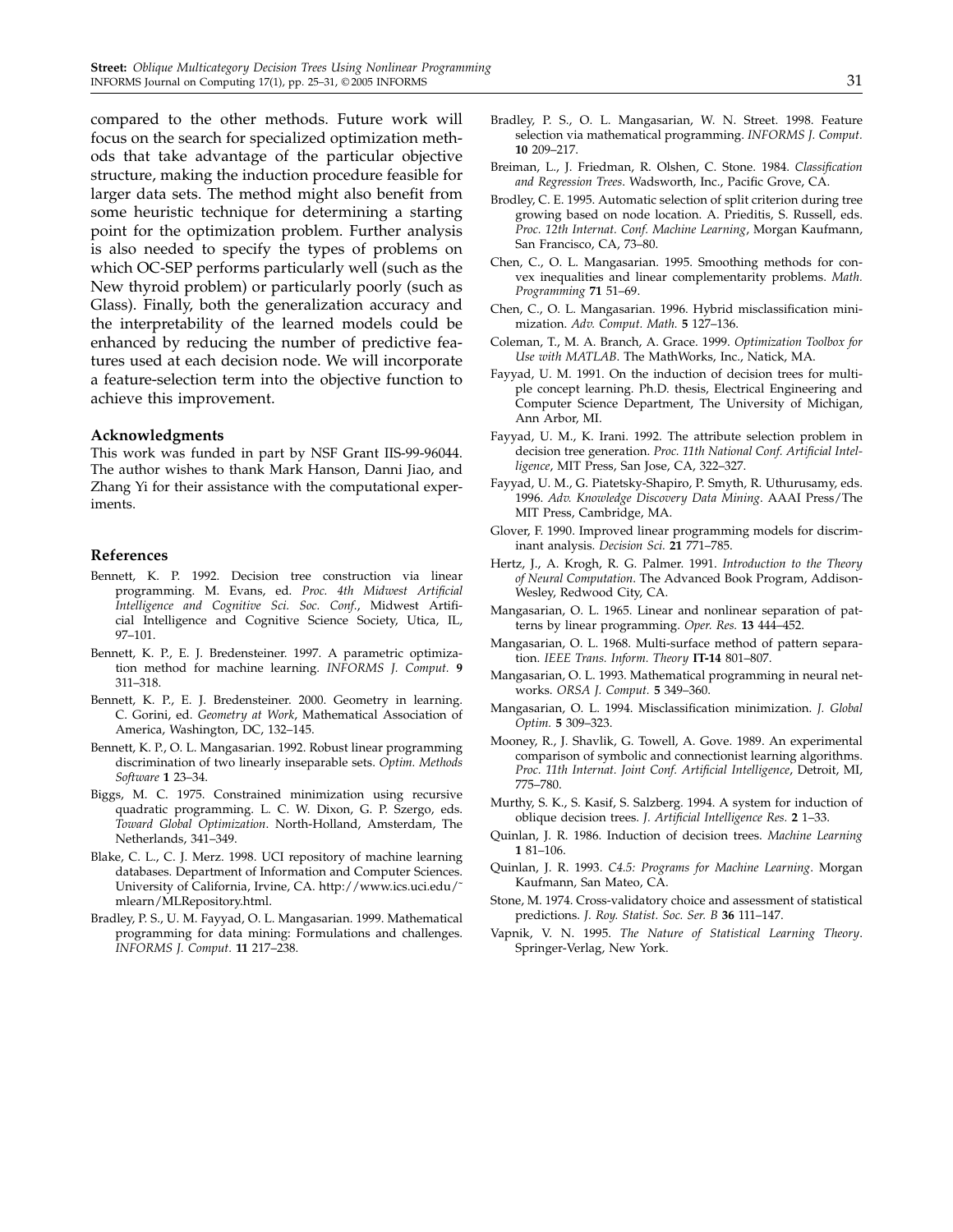compared to the other methods. Future work will focus on the search for specialized optimization methods that take advantage of the particular objective structure, making the induction procedure feasible for larger data sets. The method might also benefit from some heuristic technique for determining a starting point for the optimization problem. Further analysis is also needed to specify the types of problems on which OC-SEP performs particularly well (such as the New thyroid problem) or particularly poorly (such as Glass). Finally, both the generalization accuracy and the interpretability of the learned models could be enhanced by reducing the number of predictive features used at each decision node. We will incorporate a feature-selection term into the objective function to achieve this improvement.

### Acknowledgments

This work was funded in part by NSF Grant IIS-99-96044. The author wishes to thank Mark Hanson, Danni Jiao, and Zhang Yi for their assistance with the computational experiments.

### References

Bennett, K. P. 1992. Decision tree construction via linear programming. M. Evans, ed. *Proc. 4th Midwest Artificial Intelligence and Cognitive Sci. Soc. Conf.*, Midwest Artificial Intelligence and Cognitive Science Society, Utica, IL, 97–101.

Bennett, K. P., E. J. Bredensteiner. 1997. A parametric optimization method for machine learning. *INFORMS J. Comput.* **9** 311–318.

Bennett, K. P., E. J. Bredensteiner. 2000. Geometry in learning. C. Gorini, ed. *Geometry at Work*, Mathematical Association of America, Washington, DC, 132–145.

Bennett, K. P., O. L. Mangasarian. 1992. Robust linear programming discrimination of two linearly inseparable sets. *Optim. Methods Software* **1** 23–34.

Biggs, M. C. 1975. Constrained minimization using recursive quadratic programming. L. C. W. Dixon, G. P. Szergo, eds. *Toward Global Optimization*. North-Holland, Amsterdam, The Netherlands, 341–349.

Blake, C. L., C. J. Merz. 1998. UCI repository of machine learning databases. Department of Information and Computer Sciences. University of California, Irvine, CA. http://www.ics.uci.edu/~mlearn/MLRepository.html.

Bradley, P. S., U. M. Fayyad, O. L. Mangasarian. 1999. Mathematical programming for data mining: Formulations and challenges. *INFORMS J. Comput.* **11** 217–238.

Bradley, P. S., O. L. Mangasarian, W. N. Street. 1998. Feature selection via mathematical programming. *INFORMS J. Comput.* **10** 209–217.

Breiman, L., J. Friedman, R. Olshen, C. Stone. 1984. *Classification and Regression Trees*. Wadsworth, Inc., Pacific Grove, CA.

Brodley, C. E. 1995. Automatic selection of split criterion during tree growing based on node location. A. Prieditis, S. Russell, eds. *Proc. 12th Internat. Conf. Machine Learning*, Morgan Kaufmann, San Francisco, CA, 73–80.

Chen, C., O. L. Mangasarian. 1995. Smoothing methods for convex inequalities and linear complementarity problems. *Math. Programming* **71** 51–69.

Chen, C., O. L. Mangasarian. 1996. Hybrid misclassification minimization. *Adv. Comput. Math.* **5** 127–136.

Coleman, T., M. A. Branch, A. Grace. 1999. *Optimization Toolbox for Use with MATLAB*. The MathWorks, Inc., Natick, MA.

Fayyad, U. M. 1991. On the induction of decision trees for multiple concept learning. Ph.D. thesis, Electrical Engineering and Computer Science Department, The University of Michigan, Ann Arbor, MI.

Fayyad, U. M., K. Irani. 1992. The attribute selection problem in decision tree generation. *Proc. 11th National Conf. Artificial Intelligence*, MIT Press, San Jose, CA, 322–327.

Fayyad, U. M., G. Piatetsky-Shapiro, P. Smyth, R. Uthurusamy, eds. 1996. *Adv. Knowledge Discovery Data Mining*. AAAI Press/The MIT Press, Cambridge, MA.

Glover, F. 1990. Improved linear programming models for discriminant analysis. *Decision Sci.* **21** 771–785.

Hertz, J., A. Krogh, R. G. Palmer. 1991. *Introduction to the Theory of Neural Computation*. The Advanced Book Program, Addison-Wesley, Redwood City, CA.

Mangasarian, O. L. 1965. Linear and nonlinear separation of patterns by linear programming. *Oper. Res.* **13** 444–452.

Mangasarian, O. L. 1968. Multi-surface method of pattern separation. *IEEE Trans. Inform. Theory* **IT-14** 801–807.

Mangasarian, O. L. 1993. Mathematical programming in neural networks. *ORSA J. Comput.* **5** 349–360.

Mangasarian, O. L. 1994. Misclassification minimization. *J. Global Optim.* **5** 309–323.

Mooney, R., J. Shavlik, G. Towell, A. Gove. 1989. An experimental comparison of symbolic and connectionist learning algorithms. *Proc. 11th Internat. Joint Conf. Artificial Intelligence*, Detroit, MI, 775–780.

Murthy, S. K., S. Kasif, S. Salzberg. 1994. A system for induction of oblique decision trees. *J. Artificial Intelligence Res.* **2** 1–33.

Quinlan, J. R. 1986. Induction of decision trees. *Machine Learning* **1** 81–106.

Quinlan, J. R. 1993. *C4.5: Programs for Machine Learning*. Morgan Kaufmann, San Mateo, CA.

Stone, M. 1974. Cross-validatory choice and assessment of statistical predictions. *J. Roy. Statist. Soc. Ser. B* **36** 111–147.

Vapnik, V. N. 1995. *The Nature of Statistical Learning Theory*. Springer-Verlag, New York.